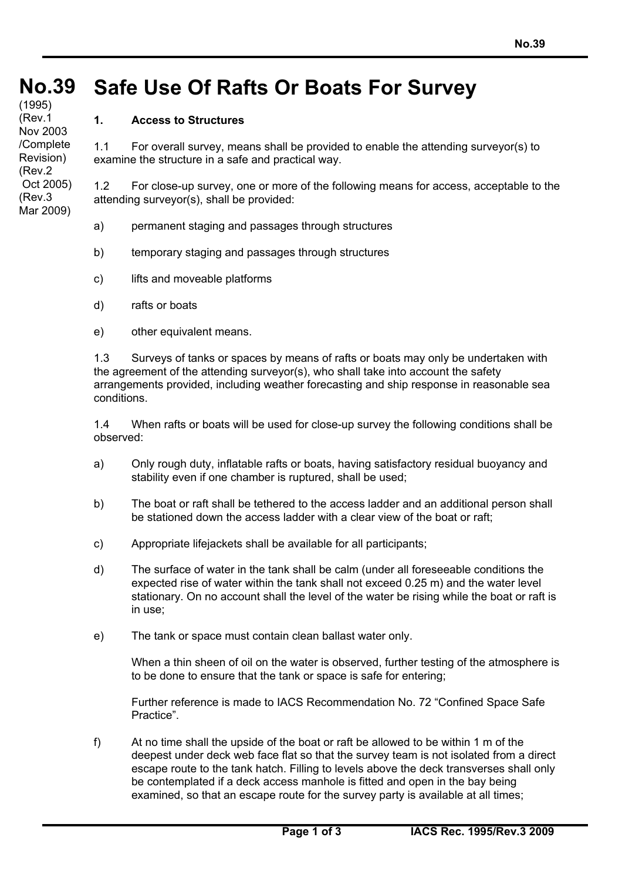# No.39 Safe Use Of Rafts Or Boats For Survey

(1995)
(Rev.1 Nov 2003 /Complete Revision)
(Rev.2 Oct 2005)
(Rev.3 Mar 2009)

## 1. Access to Structures

1.1 For overall survey, means shall be provided to enable the attending surveyor(s) to examine the structure in a safe and practical way.

1.2 For close-up survey, one or more of the following means for access, acceptable to the attending surveyor(s), shall be provided:

a) permanent staging and passages through structures

b) temporary staging and passages through structures

c) lifts and moveable platforms

d) rafts or boats

e) other equivalent means.

1.3 Surveys of tanks or spaces by means of rafts or boats may only be undertaken with the agreement of the attending surveyor(s), who shall take into account the safety arrangements provided, including weather forecasting and ship response in reasonable sea conditions.

1.4 When rafts or boats will be used for close-up survey the following conditions shall be observed:

a) Only rough duty, inflatable rafts or boats, having satisfactory residual buoyancy and stability even if one chamber is ruptured, shall be used;

b) The boat or raft shall be tethered to the access ladder and an additional person shall be stationed down the access ladder with a clear view of the boat or raft;

c) Appropriate lifejackets shall be available for all participants;

d) The surface of water in the tank shall be calm (under all foreseeable conditions the expected rise of water within the tank shall not exceed 0.25 m) and the water level stationary. On no account shall the level of the water be rising while the boat or raft is in use;

e) The tank or space must contain clean ballast water only.

   When a thin sheen of oil on the water is observed, further testing of the atmosphere is to be done to ensure that the tank or space is safe for entering;

   Further reference is made to IACS Recommendation No. 72 "Confined Space Safe Practice".

f) At no time shall the upside of the boat or raft be allowed to be within 1 m of the deepest under deck web face flat so that the survey team is not isolated from a direct escape route to the tank hatch. Filling to levels above the deck transverses shall only be contemplated if a deck access manhole is fitted and open in the bay being examined, so that an escape route for the survey party is available at all times;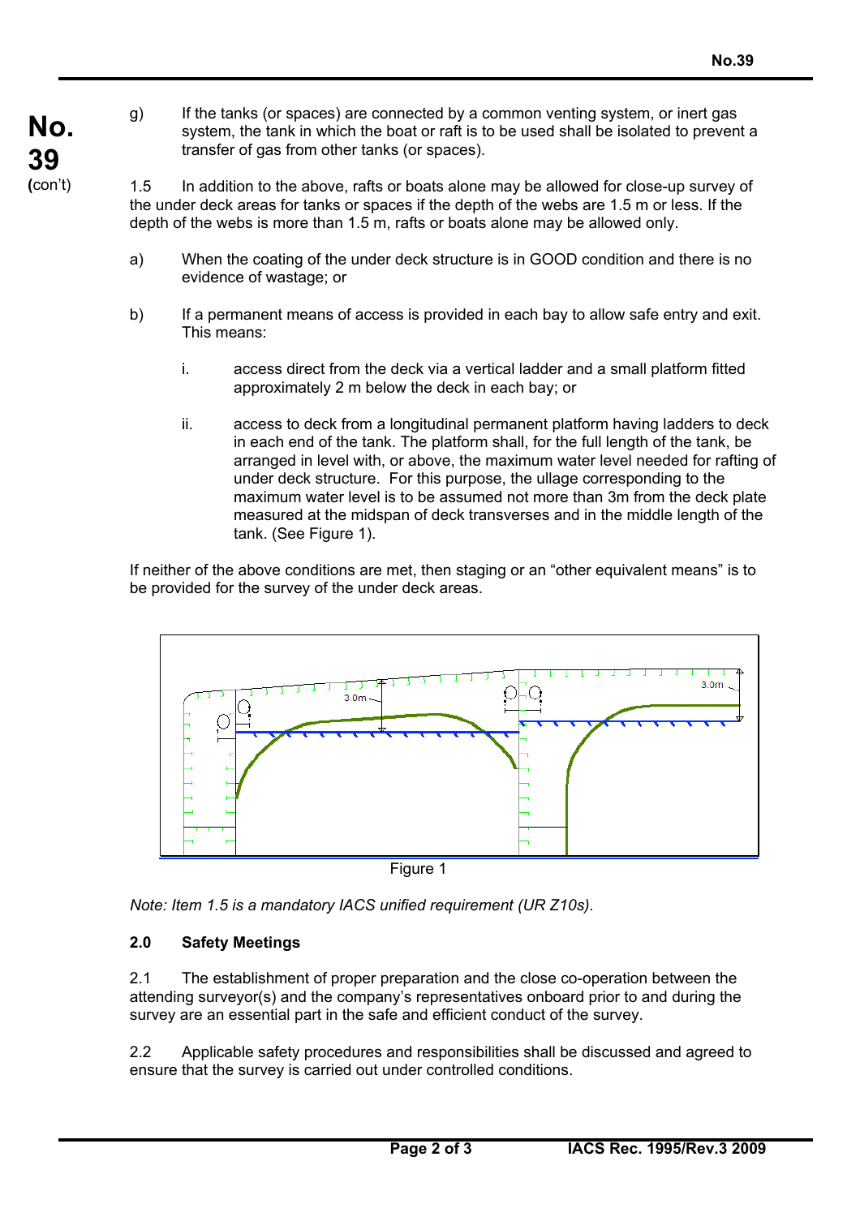g) If the tanks (or spaces) are connected by a common venting system, or inert gas system, the tank in which the boat or raft is to be used shall be isolated to prevent a transfer of gas from other tanks (or spaces).

1.5 In addition to the above, rafts or boats alone may be allowed for close-up survey of the under deck areas for tanks or spaces if the depth of the webs are 1.5 m or less. If the depth of the webs is more than 1.5 m, rafts or boats alone may be allowed only.

a) When the coating of the under deck structure is in GOOD condition and there is no evidence of wastage; or

b) If a permanent means of access is provided in each bay to allow safe entry and exit. This means:

   i. access direct from the deck via a vertical ladder and a small platform fitted approximately 2 m below the deck in each bay; or

   ii. access to deck from a longitudinal permanent platform having ladders to deck in each end of the tank. The platform shall, for the full length of the tank, be arranged in level with, or above, the maximum water level needed for rafting of under deck structure. For this purpose, the ullage corresponding to the maximum water level is to be assumed not more than 3m from the deck plate measured at the midspan of deck transverses and in the middle length of the tank. (See Figure 1).

If neither of the above conditions are met, then staging or an "other equivalent means" is to be provided for the survey of the under deck areas.

Figure 1

*Note: Item 1.5 is a mandatory IACS unified requirement (UR Z10s).*

## 2.0 Safety Meetings

2.1 The establishment of proper preparation and the close co-operation between the attending surveyor(s) and the company's representatives onboard prior to and during the survey are an essential part in the safe and efficient conduct of the survey.

2.2 Applicable safety procedures and responsibilities shall be discussed and agreed to ensure that the survey is carried out under controlled conditions.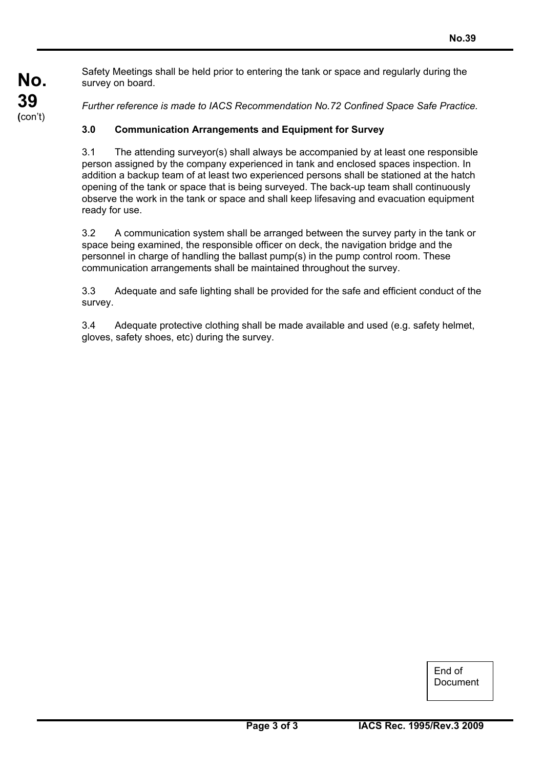Safety Meetings shall be held prior to entering the tank or space and regularly during the survey on board.

*Further reference is made to IACS Recommendation No.72 Confined Space Safe Practice.*

### 3.0 Communication Arrangements and Equipment for Survey

3.1 The attending surveyor(s) shall always be accompanied by at least one responsible person assigned by the company experienced in tank and enclosed spaces inspection. In addition a backup team of at least two experienced persons shall be stationed at the hatch opening of the tank or space that is being surveyed. The back-up team shall continuously observe the work in the tank or space and shall keep lifesaving and evacuation equipment ready for use.

3.2 A communication system shall be arranged between the survey party in the tank or space being examined, the responsible officer on deck, the navigation bridge and the personnel in charge of handling the ballast pump(s) in the pump control room. These communication arrangements shall be maintained throughout the survey.

3.3 Adequate and safe lighting shall be provided for the safe and efficient conduct of the survey.

3.4 Adequate protective clothing shall be made available and used (e.g. safety helmet, gloves, safety shoes, etc) during the survey.

End of Document